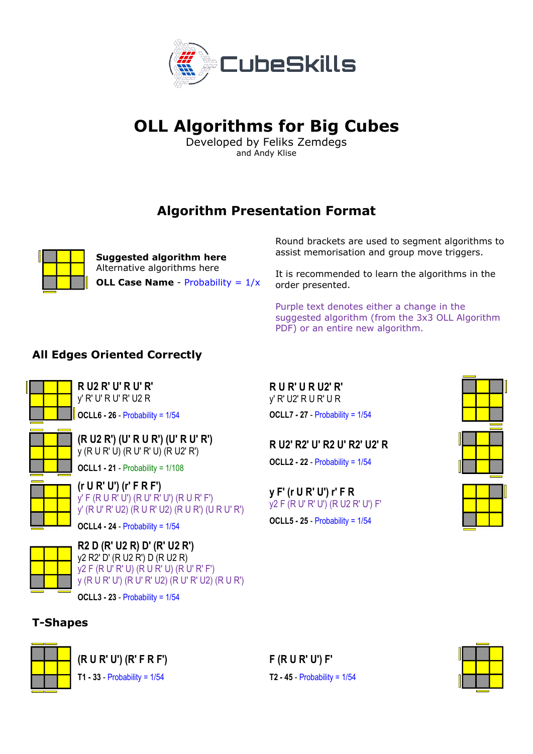# OLL Algorithms for Big Cubes

Developed by Feliks Zemdegs
and Andy Klise

## Algorithm Presentation Format

**Suggested algorithm here**
Alternative algorithms here
**OLL Case Name** - Probability = 1/x

Round brackets are used to segment algorithms to assist memorisation and group move triggers.

It is recommended to learn the algorithms in the order presented.

Purple text denotes either a change in the suggested algorithm (from the 3x3 OLL Algorithm PDF) or an entire new algorithm.

### All Edges Oriented Correctly

**R U2 R' U' R U' R'**
y' R' U' R U' R' U2 R
**OCLL6 - 26** - Probability = 1/54

**R U R' U R U2' R'**
y' R' U2' R U R' U R
**OCLL7 - 27** - Probability = 1/54

**(R U2 R') (U' R U R') (U' R U' R')**
y (R U R' U) (R U' R' U) (R U2' R')
**OCLL1 - 21** - Probability = 1/108

**R U2' R2' U' R2 U' R2' U2' R**
**OCLL2 - 22** - Probability = 1/54

**(r U R' U') (r' F R F')**
y' F (R U R' U') (R U' R' U') (R U R' F')
y' (R U' R' U2) (R U R' U2) (R U R') (U R U' R')
**OCLL4 - 24** - Probability = 1/54

**y F' (r U R' U') r' F R**
y2 F (R U' R' U') (R U2 R' U') F'
**OCLL5 - 25** - Probability = 1/54

**R2 D (R' U2 R) D' (R' U2 R')**
y2 R2' D' (R U2 R') D (R U2 R)
y2 F (R U' R' U) (R U R' U) (R U' R' F')
y (R U R' U') (R U' R' U2) (R U' R' U2) (R U R')
**OCLL3 - 23** - Probability = 1/54

### T-Shapes

**(R U R' U') (R' F R F')**
**T1 - 33** - Probability = 1/54

**F (R U R' U') F'**
**T2 - 45** - Probability = 1/54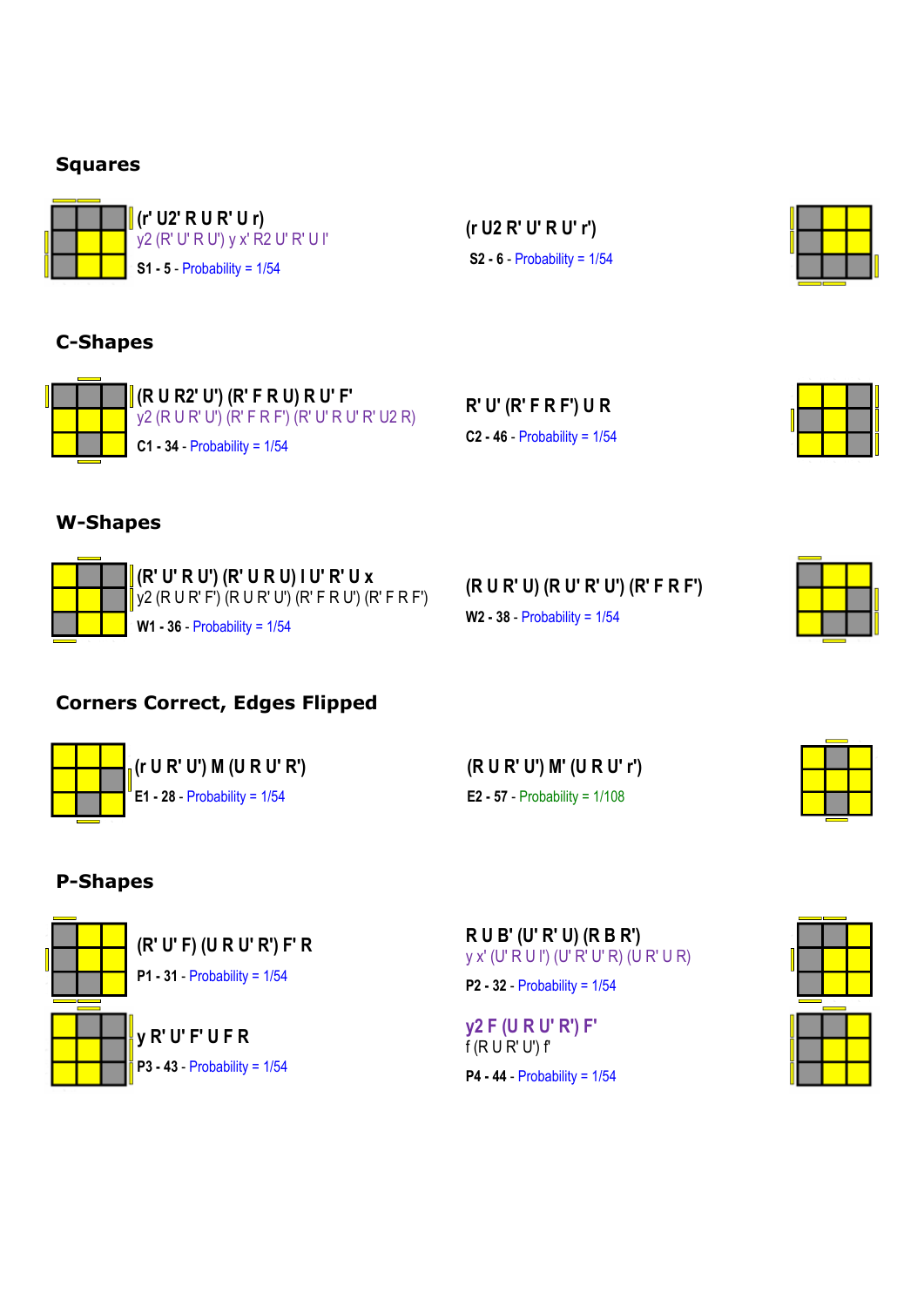## Squares

(r' U2' R U R' U r)
y2 (R' U' R U') y x' R2 U' R' U l'
**S1 - 5** - Probability = 1/54

(r U2 R' U' R U' r')
**S2 - 6** - Probability = 1/54

## C-Shapes

(R U R2' U') (R' F R U) R U' F'
y2 (R U R' U') (R' F R F') (R' U' R U' R' U2 R)
**C1 - 34** - Probability = 1/54

R' U' (R' F R F') U R
**C2 - 46** - Probability = 1/54

## W-Shapes

(R' U' R U') (R' U R U) l U' R' U x
y2 (R U R' F') (R U R' U') (R' F R U') (R' F R F')
**W1 - 36** - Probability = 1/54

(R U R' U) (R U' R' U') (R' F R F')
**W2 - 38** - Probability = 1/54

## Corners Correct, Edges Flipped

(r U R' U') M (U R U' R')
**E1 - 28** - Probability = 1/54

(R U R' U') M' (U R U' r')
**E2 - 57** - Probability = 1/108

## P-Shapes

(R' U' F) (U R U' R') F' R
**P1 - 31** - Probability = 1/54

R U B' (U' R' U) (R B R')
y x' (U' R U l') (U' R' U' R) (U R' U R)
**P2 - 32** - Probability = 1/54

y R' U' F' U F R
**P3 - 43** - Probability = 1/54

y2 F (U R U' R') F'
f (R U R' U') f'
**P4 - 44** - Probability = 1/54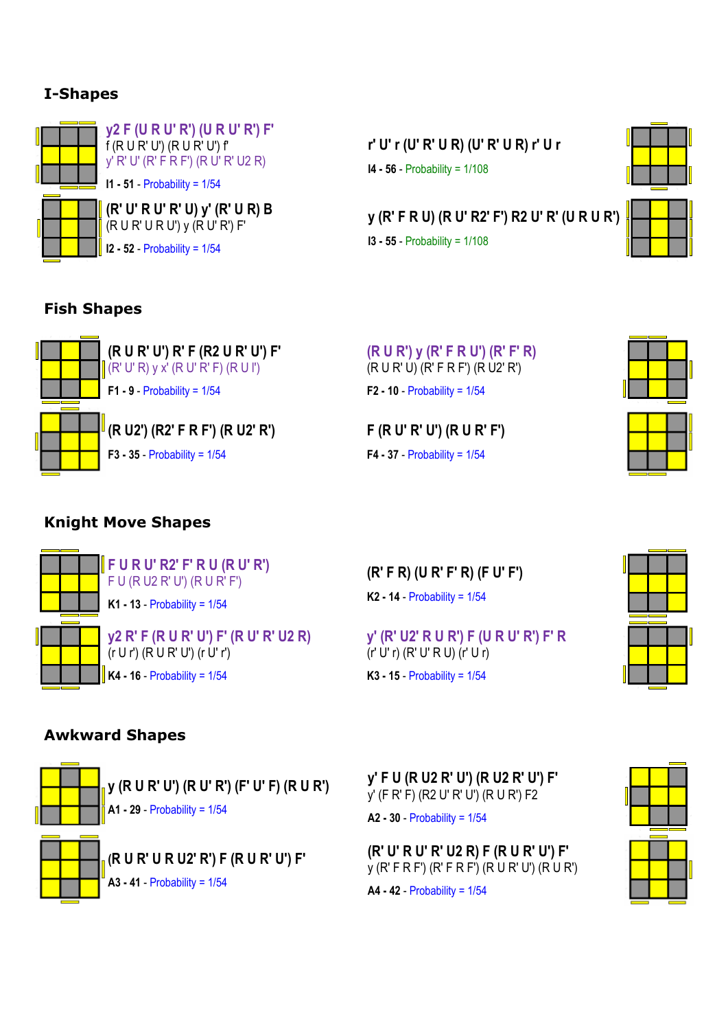## I-Shapes

y2 F (U R U' R') (U R U' R') F'
f (R U R' U') (R U R' U') f'
y' R' U' (R' F R F') (R U' R' U2 R)

I1 - 51 - Probability = 1/54

r' U' r (U' R' U R) (U' R' U R) r' U r

I4 - 56 - Probability = 1/108

(R' U' R U' R' U) y' (R' U R) B
(R U R' U R U') y (R U' R') F'

I2 - 52 - Probability = 1/54

y (R' F R U) (R U' R2' F') R2 U' R' (U R U R')

I3 - 55 - Probability = 1/108

## Fish Shapes

(R U R' U') R' F (R2 U R' U') F'
(R' U' R) y x' (R U' R' F) (R U l')

F1 - 9 - Probability = 1/54

(R U R') y (R' F R U') (R' F' R)
(R U R' U) (R' F R F') (R U2' R')

F2 - 10 - Probability = 1/54

(R U2') (R2' F R F') (R U2' R')

F3 - 35 - Probability = 1/54

F (R U' R' U') (R U R' F')

F4 - 37 - Probability = 1/54

## Knight Move Shapes

F U R U' R2' F' R U (R U' R')
F U (R U2 R' U') (R U R' F')

K1 - 13 - Probability = 1/54

(R' F R) (U R' F' R) (F U' F')

K2 - 14 - Probability = 1/54

y2 R' F (R U R' U') F' (R U' R' U2 R)
(r U r') (R U R' U') (r U' r')

K4 - 16 - Probability = 1/54

y' (R' U2' R U R') F (U R U' R') F' R
(r' U' r) (R' U' R U) (r' U r)

K3 - 15 - Probability = 1/54

## Awkward Shapes

y (R U R' U') (R U' R') (F' U' F) (R U R')

A1 - 29 - Probability = 1/54

y' F U (R U2 R' U') (R U2 R' U') F'
y' (F R' F) (R2 U' R' U') (R U R') F2

A2 - 30 - Probability = 1/54

(R U R' U R U2' R') F (R U R' U') F'

A3 - 41 - Probability = 1/54

(R' U' R U' R' U2 R) F (R U R' U') F'
y (R' F R F') (R' F R F') (R U R' U') (R U R')

A4 - 42 - Probability = 1/54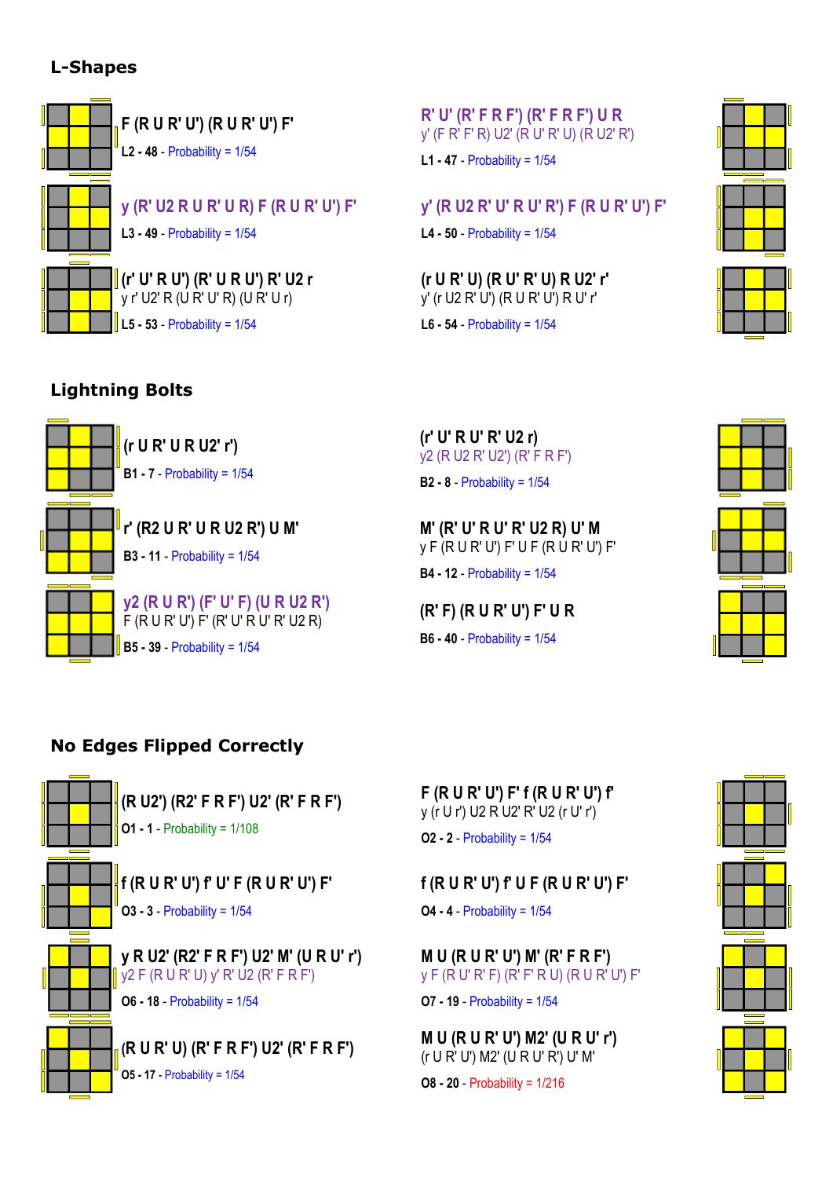## L-Shapes

F (R U R' U') (R U R' U') F'
L2 - 48 - Probability = 1/54

R' U' (R' F R F') (R' F R F') U R
y' (F R' F' R) U2' (R U' R' U) (R U2' R')
L1 - 47 - Probability = 1/54

y (R' U2 R U R' U R) F (R U R' U') F'
L3 - 49 - Probability = 1/54

y' (R U2 R' U' R U' R') F (R U R' U') F'
L4 - 50 - Probability = 1/54

(r' U' R U') (R' U R U') R' U2 r
y r' U2' R (U R' U' R) (U R' U r)
L5 - 53 - Probability = 1/54

(r U R' U) (R U' R' U) R U2' r'
y' (r U2 R' U') (R U R' U') R U' r'
L6 - 54 - Probability = 1/54

## Lightning Bolts

(r U R' U R U2' r')
B1 - 7 - Probability = 1/54

(r' U' R U' R' U2 r)
y2 (R U2 R' U2') (R' F R F')
B2 - 8 - Probability = 1/54

r' (R2 U R' U R U2 R') U M'
B3 - 11 - Probability = 1/54

M' (R' U' R U' R' U2 R) U' M
y F (R U R' U') F' U F (R U R' U') F'
B4 - 12 - Probability = 1/54

y2 (R U R') (F' U' F) (U R U2 R')
F (R U R' U') F' (R' U' R U' R' U2 R)
B5 - 39 - Probability = 1/54

(R' F) (R U R' U') F' U R
B6 - 40 - Probability = 1/54

## No Edges Flipped Correctly

(R U2') (R2' F R F') U2' (R' F R F')
O1 - 1 - Probability = 1/108

F (R U R' U') F' f (R U R' U') f'
y (r U r') U2 R U2' R' U2 (r U' r')
O2 - 2 - Probability = 1/54

f (R U R' U') f' U' F (R U R' U') F'
O3 - 3 - Probability = 1/54

f (R U R' U') f' U F (R U R' U') F'
O4 - 4 - Probability = 1/54

y R U2' (R2' F R F') U2' M' (U R U' r')
y2 F (R U R' U) y' R' U2 (R' F R F')
O6 - 18 - Probability = 1/54

M U (R U R' U') M' (R' F R F')
y F (R U' R' F) (R' F' R U) (R U R' U') F'
O7 - 19 - Probability = 1/54

(R U R' U) (R' F R F') U2' (R' F R F')
O5 - 17 - Probability = 1/54

M U (R U R' U') M2' (U R U' r')
(r U R' U') M2' (U R U' R') U' M'
O8 - 20 - Probability = 1/216